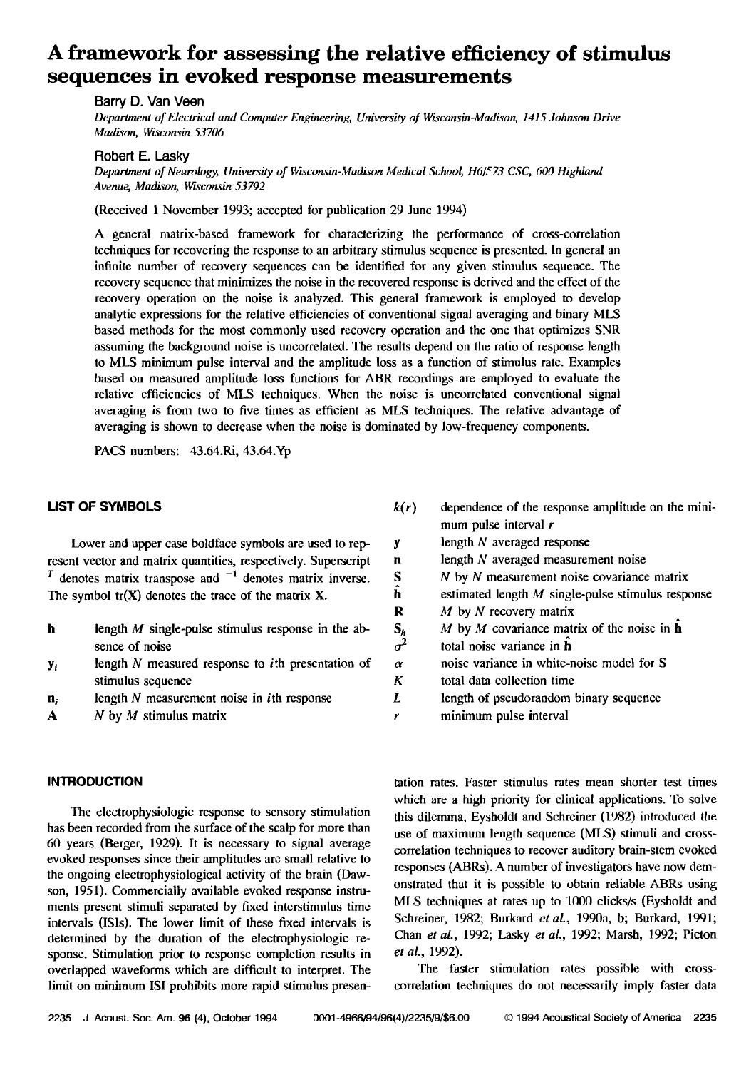# A framework for assessing the relative efficiency of stimulus sequences in evoked response measurements

Barry D. Van Veen

*Department of Electrical and Computer Engineering, University of Wisconsin-Madison, 1415 Johnson Drive Madison, Wisconsin 53706*

Robert E. Lasky

*Department of Neurology, University of Wisconsin-Madison Medical School, H6/573 CSC, 600 Highland Avenue, Madison, Wisconsin 53792*

(Received 1 November 1993; accepted for publication 29 June 1994)

A general matrix-based framework for characterizing the performance of cross-correlation techniques for recovering the response to an arbitrary stimulus sequence is presented. In general an infinite number of recovery sequences can be identified for any given stimulus sequence. The recovery sequence that minimizes the noise in the recovered response is derived and the effect of the recovery operation on the noise is analyzed. This general framework is employed to develop analytic expressions for the relative efficiencies of conventional signal averaging and binary MLS based methods for the most commonly used recovery operation and the one that optimizes SNR assuming the background noise is uncorrelated. The results depend on the ratio of response length to MLS minimum pulse interval and the amplitude loss as a function of stimulus rate. Examples based on measured amplitude loss functions for ABR recordings are employed to evaluate the relative efficiencies of MLS techniques. When the noise is uncorrelated conventional signal averaging is from two to five times as efficient as MLS techniques. The relative advantage of averaging is shown to decrease when the noise is dominated by low-frequency components.

PACS numbers: 43.64.Ri, 43.64.Yp

## LIST OF SYMBOLS

Lower and upper case boldface symbols are used to represent vector and matrix quantities, respectively. Superscript $^T$ denotes matrix transpose and $^{-1}$ denotes matrix inverse. The symbol $\mathrm{tr}(\mathbf{X})$ denotes the trace of the matrix $\mathbf{X}$.

- $\mathbf{h}$ — length $M$ single-pulse stimulus response in the absence of noise
- $\mathbf{y}_i$ — length $N$ measured response to $i$th presentation of stimulus sequence
- $\mathbf{n}_i$ — length $N$ measurement noise in $i$th response
- $\mathbf{A}$ — $N$ by $M$ stimulus matrix
- $k(r)$ — dependence of the response amplitude on the minimum pulse interval $r$
- $\mathbf{y}$ — length $N$ averaged response
- $\mathbf{n}$ — length $N$ averaged measurement noise
- $\mathbf{S}$ — $N$ by $N$ measurement noise covariance matrix
- $\hat{\mathbf{h}}$ — estimated length $M$ single-pulse stimulus response
- $\mathbf{R}$ — $M$ by $N$ recovery matrix
- $\mathbf{S}_h$ — $M$ by $M$ covariance matrix of the noise in $\hat{\mathbf{h}}$
- $\sigma^2$ — total noise variance in $\hat{\mathbf{h}}$
- $\alpha$ — noise variance in white-noise model for $\mathbf{S}$
- $K$ — total data collection time
- $L$ — length of pseudorandom binary sequence
- $r$ — minimum pulse interval

## INTRODUCTION

The electrophysiologic response to sensory stimulation has been recorded from the surface of the scalp for more than 60 years (Berger, 1929). It is necessary to signal average evoked responses since their amplitudes are small relative to the ongoing electrophysiological activity of the brain (Dawson, 1951). Commercially available evoked response instruments present stimuli separated by fixed interstimulus time intervals (ISIs). The lower limit of these fixed intervals is determined by the duration of the electrophysiologic response. Stimulation prior to response completion results in overlapped waveforms which are difficult to interpret. The limit on minimum ISI prohibits more rapid stimulus presentation rates. Faster stimulus rates mean shorter test times which are a high priority for clinical applications. To solve this dilemma, Eysholdt and Schreiner (1982) introduced the use of maximum length sequence (MLS) stimuli and cross-correlation techniques to recover auditory brain-stem evoked responses (ABRs). A number of investigators have now demonstrated that it is possible to obtain reliable ABRs using MLS techniques at rates up to 1000 clicks/s (Eysholdt and Schreiner, 1982; Burkard *et al.*, 1990a, b; Burkard, 1991; Chan *et al.*, 1992; Lasky *et al.*, 1992; Marsh, 1992; Picton *et al.*, 1992).

The faster stimulation rates possible with cross-correlation techniques do not necessarily imply faster data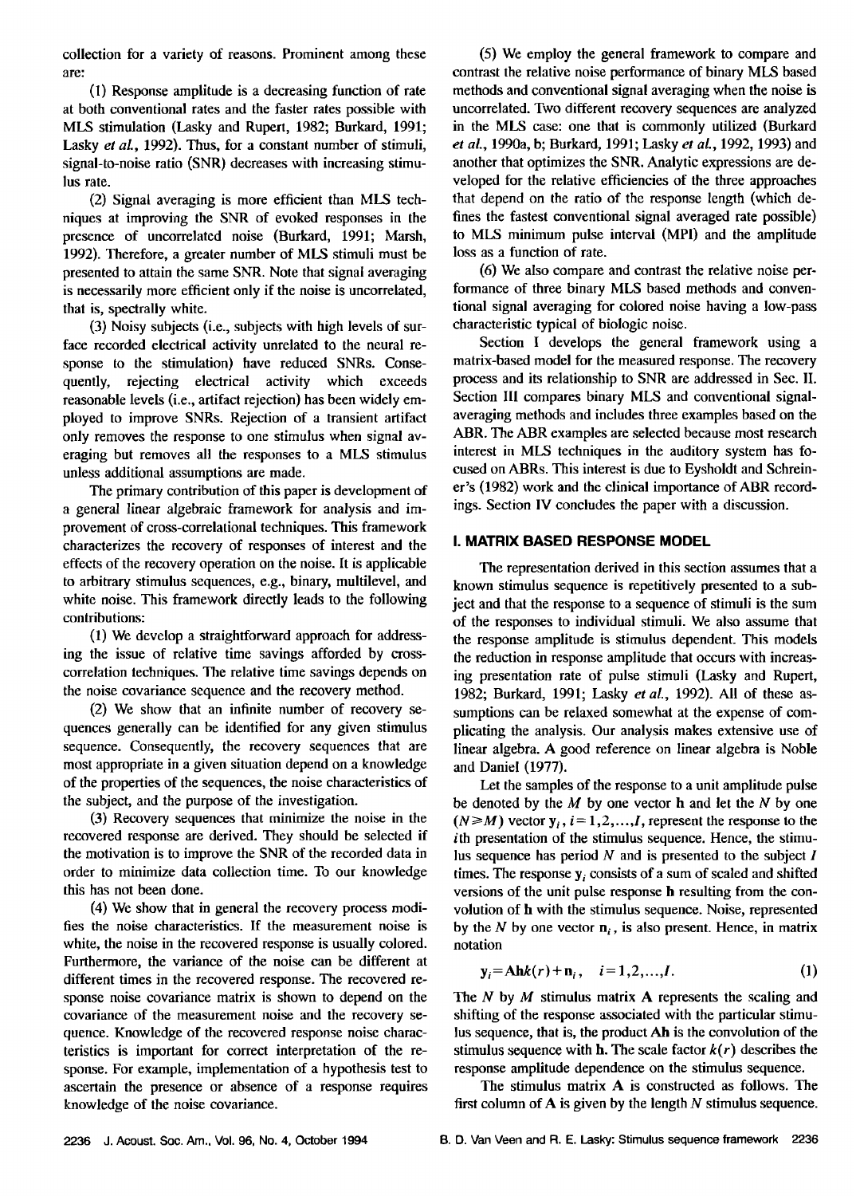collection for a variety of reasons. Prominent among these are:

(1) Response amplitude is a decreasing function of rate at both conventional rates and the faster rates possible with MLS stimulation (Lasky and Rupert, 1982; Burkard, 1991; Lasky *et al.*, 1992). Thus, for a constant number of stimuli, signal-to-noise ratio (SNR) decreases with increasing stimulus rate.

(2) Signal averaging is more efficient than MLS techniques at improving the SNR of evoked responses in the presence of uncorrelated noise (Burkard, 1991; Marsh, 1992). Therefore, a greater number of MLS stimuli must be presented to attain the same SNR. Note that signal averaging is necessarily more efficient only if the noise is uncorrelated, that is, spectrally white.

(3) Noisy subjects (i.e., subjects with high levels of surface recorded electrical activity unrelated to the neural response to the stimulation) have reduced SNRs. Consequently, rejecting electrical activity which exceeds reasonable levels (i.e., artifact rejection) has been widely employed to improve SNRs. Rejection of a transient artifact only removes the response to one stimulus when signal averaging but removes all the responses to a MLS stimulus unless additional assumptions are made.

The primary contribution of this paper is development of a general linear algebraic framework for analysis and improvement of cross-correlational techniques. This framework characterizes the recovery of responses of interest and the effects of the recovery operation on the noise. It is applicable to arbitrary stimulus sequences, e.g., binary, multilevel, and white noise. This framework directly leads to the following contributions:

(1) We develop a straightforward approach for addressing the issue of relative time savings afforded by cross-correlation techniques. The relative time savings depends on the noise covariance sequence and the recovery method.

(2) We show that an infinite number of recovery sequences generally can be identified for any given stimulus sequence. Consequently, the recovery sequences that are most appropriate in a given situation depend on a knowledge of the properties of the sequences, the noise characteristics of the subject, and the purpose of the investigation.

(3) Recovery sequences that minimize the noise in the recovered response are derived. They should be selected if the motivation is to improve the SNR of the recorded data in order to minimize data collection time. To our knowledge this has not been done.

(4) We show that in general the recovery process modifies the noise characteristics. If the measurement noise is white, the noise in the recovered response is usually colored. Furthermore, the variance of the noise can be different at different times in the recovered response. The recovered response noise covariance matrix is shown to depend on the covariance of the measurement noise and the recovery sequence. Knowledge of the recovered response noise characteristics is important for correct interpretation of the response. For example, implementation of a hypothesis test to ascertain the presence or absence of a response requires knowledge of the noise covariance.

(5) We employ the general framework to compare and contrast the relative noise performance of binary MLS based methods and conventional signal averaging when the noise is uncorrelated. Two different recovery sequences are analyzed in the MLS case: one that is commonly utilized (Burkard *et al.*, 1990a, b; Burkard, 1991; Lasky *et al.*, 1992, 1993) and another that optimizes the SNR. Analytic expressions are developed for the relative efficiencies of the three approaches that depend on the ratio of the response length (which defines the fastest conventional signal averaged rate possible) to MLS minimum pulse interval (MPI) and the amplitude loss as a function of rate.

(6) We also compare and contrast the relative noise performance of three binary MLS based methods and conventional signal averaging for colored noise having a low-pass characteristic typical of biologic noise.

Section I develops the general framework using a matrix-based model for the measured response. The recovery process and its relationship to SNR are addressed in Sec. II. Section III compares binary MLS and conventional signal-averaging methods and includes three examples based on the ABR. The ABR examples are selected because most research interest in MLS techniques in the auditory system has focused on ABRs. This interest is due to Eysholdt and Schreiner's (1982) work and the clinical importance of ABR recordings. Section IV concludes the paper with a discussion.

## I. MATRIX BASED RESPONSE MODEL

The representation derived in this section assumes that a known stimulus sequence is repetitively presented to a subject and that the response to a sequence of stimuli is the sum of the responses to individual stimuli. We also assume that the response amplitude is stimulus dependent. This models the reduction in response amplitude that occurs with increasing presentation rate of pulse stimuli (Lasky and Rupert, 1982; Burkard, 1991; Lasky *et al.*, 1992). All of these assumptions can be relaxed somewhat at the expense of complicating the analysis. Our analysis makes extensive use of linear algebra. A good reference on linear algebra is Noble and Daniel (1977).

Let the samples of the response to a unit amplitude pulse be denoted by the $M$ by one vector $\mathbf{h}$ and let the $N$ by one ($N \geq M$) vector $\mathbf{y}_i$, $i=1,2,\ldots,I$, represent the response to the $i$th presentation of the stimulus sequence. Hence, the stimulus sequence has period $N$ and is presented to the subject $I$ times. The response $\mathbf{y}_i$ consists of a sum of scaled and shifted versions of the unit pulse response $\mathbf{h}$ resulting from the convolution of $\mathbf{h}$ with the stimulus sequence. Noise, represented by the $N$ by one vector $\mathbf{n}_i$, is also present. Hence, in matrix notation

$$\mathbf{y}_i = \mathbf{A}\mathbf{h}k(r) + \mathbf{n}_i, \quad i=1,2,\ldots,I. \tag{1}$$

The $N$ by $M$ stimulus matrix $\mathbf{A}$ represents the scaling and shifting of the response associated with the particular stimulus sequence, that is, the product $\mathbf{A}\mathbf{h}$ is the convolution of the stimulus sequence with $\mathbf{h}$. The scale factor $k(r)$ describes the response amplitude dependence on the stimulus sequence.

The stimulus matrix $\mathbf{A}$ is constructed as follows. The first column of $\mathbf{A}$ is given by the length $N$ stimulus sequence.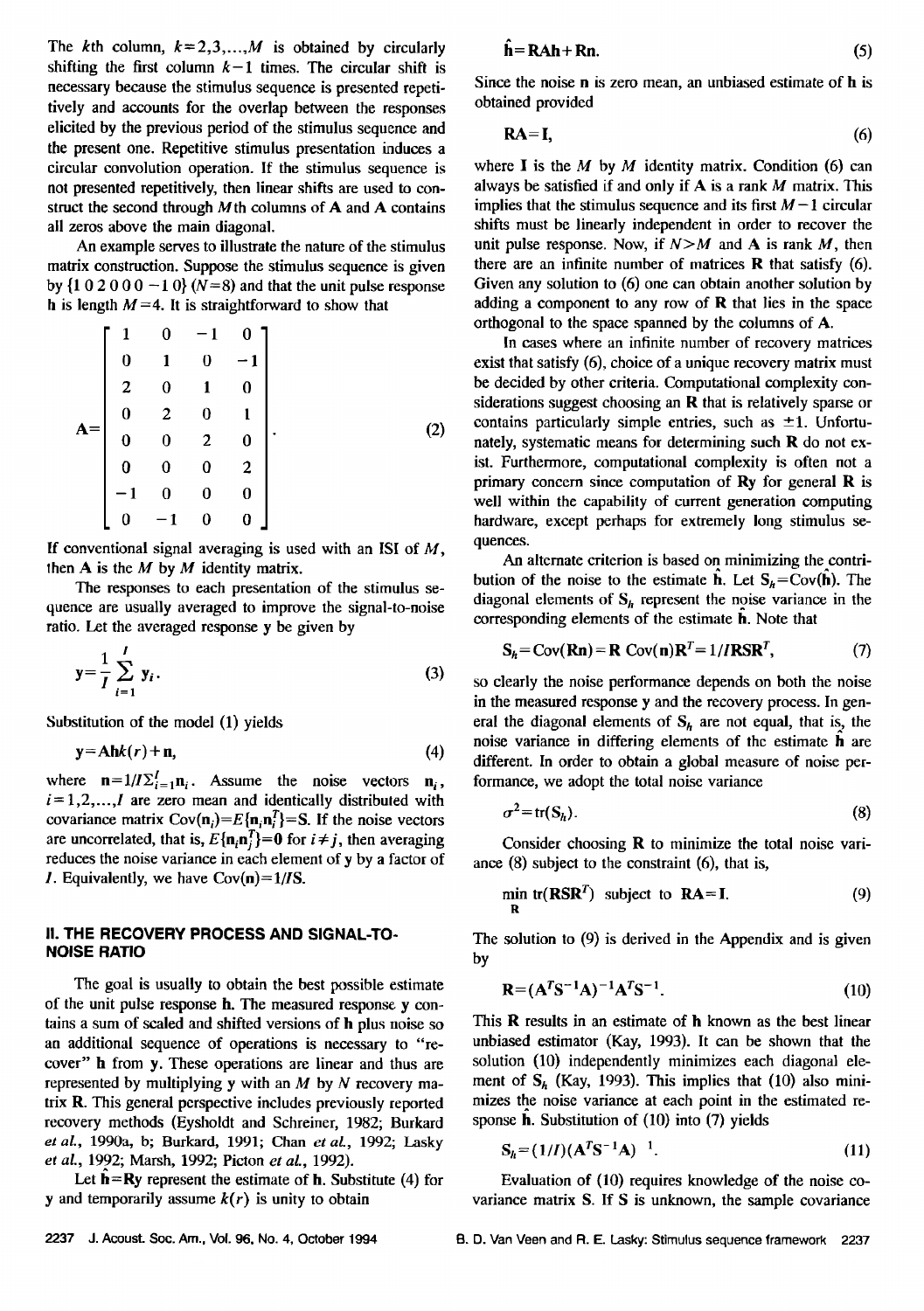The $k$th column, $k=2,3,\ldots,M$ is obtained by circularly shifting the first column $k-1$ times. The circular shift is necessary because the stimulus sequence is presented repetitively and accounts for the overlap between the responses elicited by the previous period of the stimulus sequence and the present one. Repetitive stimulus presentation induces a circular convolution operation. If the stimulus sequence is not presented repetitively, then linear shifts are used to construct the second through $M$th columns of $\mathbf{A}$ and $\mathbf{A}$ contains all zeros above the main diagonal.

An example serves to illustrate the nature of the stimulus matrix construction. Suppose the stimulus sequence is given by $\{1\ 0\ 2\ 0\ 0\ 0\ -1\ 0\}$ ($N=8$) and that the unit pulse response $\mathbf{h}$ is length $M=4$. It is straightforward to show that

$$\mathbf{A}=\begin{bmatrix} 1 & 0 & -1 & 0 \\ 0 & 1 & 0 & -1 \\ 2 & 0 & 1 & 0 \\ 0 & 2 & 0 & 1 \\ 0 & 0 & 2 & 0 \\ 0 & 0 & 0 & 2 \\ -1 & 0 & 0 & 0 \\ 0 & -1 & 0 & 0 \end{bmatrix}. \tag{2}$$

If conventional signal averaging is used with an ISI of $M$, then $\mathbf{A}$ is the $M$ by $M$ identity matrix.

The responses to each presentation of the stimulus sequence are usually averaged to improve the signal-to-noise ratio. Let the averaged response $\mathbf{y}$ be given by

$$\mathbf{y}=\frac{1}{I}\sum_{i=1}^{I}\mathbf{y}_i. \tag{3}$$

Substitution of the model (1) yields

$$\mathbf{y}=\mathbf{A}\mathbf{h}k(r)+\mathbf{n}, \tag{4}$$

where $\mathbf{n}=1/I\sum_{i=1}^{I}\mathbf{n}_i$. Assume the noise vectors $\mathbf{n}_i$, $i=1,2,\ldots,I$ are zero mean and identically distributed with covariance matrix $\mathrm{Cov}(\mathbf{n}_i)=E\{\mathbf{n}_i\mathbf{n}_i^T\}=\mathbf{S}$. If the noise vectors are uncorrelated, that is, $E\{\mathbf{n}_i\mathbf{n}_j^T\}=\mathbf{0}$ for $i\neq j$, then averaging reduces the noise variance in each element of $\mathbf{y}$ by a factor of $I$. Equivalently, we have $\mathrm{Cov}(\mathbf{n})=1/I\mathbf{S}$.

## II. THE RECOVERY PROCESS AND SIGNAL-TO-NOISE RATIO

The goal is usually to obtain the best possible estimate of the unit pulse response $\mathbf{h}$. The measured response $\mathbf{y}$ contains a sum of scaled and shifted versions of $\mathbf{h}$ plus noise so an additional sequence of operations is necessary to "recover" $\mathbf{h}$ from $\mathbf{y}$. These operations are linear and thus are represented by multiplying $\mathbf{y}$ with an $M$ by $N$ recovery matrix $\mathbf{R}$. This general perspective includes previously reported recovery methods (Eysholdt and Schreiner, 1982; Burkard *et al.*, 1990a, b; Burkard, 1991; Chan *et al.*, 1992; Lasky *et al.*, 1992; Marsh, 1992; Picton *et al.*, 1992).

Let $\hat{\mathbf{h}}=\mathbf{R}\mathbf{y}$ represent the estimate of $\mathbf{h}$. Substitute (4) for $\mathbf{y}$ and temporarily assume $k(r)$ is unity to obtain

$$\hat{\mathbf{h}}=\mathbf{R}\mathbf{A}\mathbf{h}+\mathbf{R}\mathbf{n}. \tag{5}$$

Since the noise $\mathbf{n}$ is zero mean, an unbiased estimate of $\mathbf{h}$ is obtained provided

$$\mathbf{R}\mathbf{A}=\mathbf{I}, \tag{6}$$

where $\mathbf{I}$ is the $M$ by $M$ identity matrix. Condition (6) can always be satisfied if and only if $\mathbf{A}$ is a rank $M$ matrix. This implies that the stimulus sequence and its first $M-1$ circular shifts must be linearly independent in order to recover the unit pulse response. Now, if $N>M$ and $\mathbf{A}$ is rank $M$, then there are an infinite number of matrices $\mathbf{R}$ that satisfy (6). Given any solution to (6) one can obtain another solution by adding a component to any row of $\mathbf{R}$ that lies in the space orthogonal to the space spanned by the columns of $\mathbf{A}$.

In cases where an infinite number of recovery matrices exist that satisfy (6), choice of a unique recovery matrix must be decided by other criteria. Computational complexity considerations suggest choosing an $\mathbf{R}$ that is relatively sparse or contains particularly simple entries, such as $\pm 1$. Unfortunately, systematic means for determining such $\mathbf{R}$ do not exist. Furthermore, computational complexity is often not a primary concern since computation of $\mathbf{R}\mathbf{y}$ for general $\mathbf{R}$ is well within the capability of current generation computing hardware, except perhaps for extremely long stimulus sequences.

An alternate criterion is based on minimizing the contribution of the noise to the estimate $\hat{\mathbf{h}}$. Let $\mathbf{S}_h=\mathrm{Cov}(\hat{\mathbf{h}})$. The diagonal elements of $\mathbf{S}_h$ represent the noise variance in the corresponding elements of the estimate $\hat{\mathbf{h}}$. Note that

$$\mathbf{S}_h=\mathrm{Cov}(\mathbf{R}\mathbf{n})=\mathbf{R}\ \mathrm{Cov}(\mathbf{n})\mathbf{R}^T=1/I\mathbf{R}\mathbf{S}\mathbf{R}^T, \tag{7}$$

so clearly the noise performance depends on both the noise in the measured response $\mathbf{y}$ and the recovery process. In general the diagonal elements of $\mathbf{S}_h$ are not equal, that is, the noise variance in differing elements of the estimate $\hat{\mathbf{h}}$ are different. In order to obtain a global measure of noise performance, we adopt the total noise variance

$$\sigma^2=\mathrm{tr}(\mathbf{S}_h). \tag{8}$$

Consider choosing $\mathbf{R}$ to minimize the total noise variance (8) subject to the constraint (6), that is,

$$\min_{\mathbf{R}}\ \mathrm{tr}(\mathbf{R}\mathbf{S}\mathbf{R}^T)\quad \text{subject to}\quad \mathbf{R}\mathbf{A}=\mathbf{I}. \tag{9}$$

The solution to (9) is derived in the Appendix and is given by

$$\mathbf{R}=(\mathbf{A}^T\mathbf{S}^{-1}\mathbf{A})^{-1}\mathbf{A}^T\mathbf{S}^{-1}. \tag{10}$$

This $\mathbf{R}$ results in an estimate of $\mathbf{h}$ known as the best linear unbiased estimator (Kay, 1993). It can be shown that the solution (10) independently minimizes each diagonal element of $\mathbf{S}_h$ (Kay, 1993). This implies that (10) also minimizes the noise variance at each point in the estimated response $\hat{\mathbf{h}}$. Substitution of (10) into (7) yields

$$\mathbf{S}_h=(1/I)(\mathbf{A}^T\mathbf{S}^{-1}\mathbf{A})^{-1}. \tag{11}$$

Evaluation of (10) requires knowledge of the noise covariance matrix $\mathbf{S}$. If $\mathbf{S}$ is unknown, the sample covariance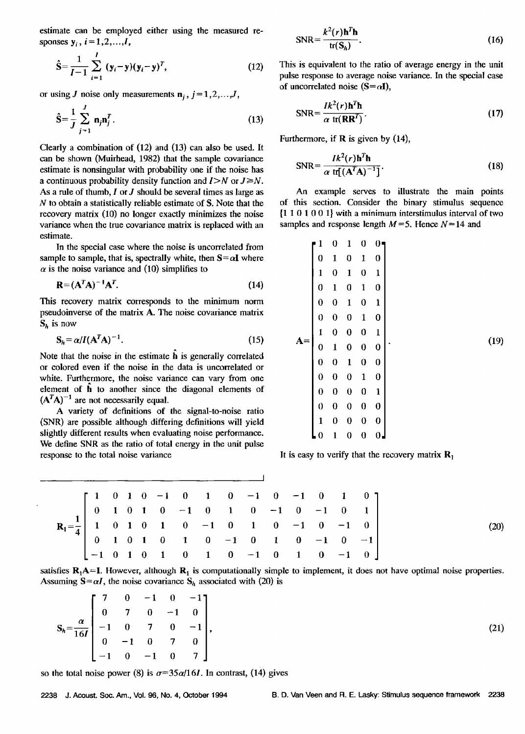estimate can be employed either using the measured responses $\mathbf{y}_i$, $i=1,2,\ldots,I$,

$$\hat{\mathbf{S}}=\frac{1}{I-1}\sum_{i=1}^{I}(\mathbf{y}_i-\mathbf{y})(\mathbf{y}_i-\mathbf{y})^T, \tag{12}$$

or using $J$ noise only measurements $\mathbf{n}_j$, $j=1,2,\ldots,J$,

$$\hat{\mathbf{S}}=\frac{1}{J}\sum_{j=1}^{J}\mathbf{n}_j\mathbf{n}_j^T. \tag{13}$$

Clearly a combination of (12) and (13) can also be used. It can be shown (Muirhead, 1982) that the sample covariance estimate is nonsingular with probability one if the noise has a continuous probability density function and $I>N$ or $J\geq N$. As a rule of thumb, $I$ or $J$ should be several times as large as $N$ to obtain a statistically reliable estimate of $\mathbf{S}$. Note that the recovery matrix (10) no longer exactly minimizes the noise variance when the true covariance matrix is replaced with an estimate.

In the special case where the noise is uncorrelated from sample to sample, that is, spectrally white, then $\mathbf{S}=\alpha\mathbf{I}$ where $\alpha$ is the noise variance and (10) simplifies to

$$\mathbf{R}=(\mathbf{A}^T\mathbf{A})^{-1}\mathbf{A}^T. \tag{14}$$

This recovery matrix corresponds to the minimum norm pseudoinverse of the matrix $\mathbf{A}$. The noise covariance matrix $\mathbf{S}_h$ is now

$$\mathbf{S}_h=\alpha/I(\mathbf{A}^T\mathbf{A})^{-1}. \tag{15}$$

Note that the noise in the estimate $\hat{\mathbf{h}}$ is generally correlated or colored even if the noise in the data is uncorrelated or white. Furthermore, the noise variance can vary from one element of $\hat{\mathbf{h}}$ to another since the diagonal elements of $(\mathbf{A}^T\mathbf{A})^{-1}$ are not necessarily equal.

A variety of definitions of the signal-to-noise ratio (SNR) are possible although differing definitions will yield slightly different results when evaluating noise performance. We define SNR as the ratio of total energy in the unit pulse response to the total noise variance

$$\mathrm{SNR}=\frac{k^2(r)\mathbf{h}^T\mathbf{h}}{\mathrm{tr}(\mathbf{S}_h)}. \tag{16}$$

This is equivalent to the ratio of average energy in the unit pulse response to average noise variance. In the special case of uncorrelated noise ($\mathbf{S}=\alpha\mathbf{I}$),

$$\mathrm{SNR}=\frac{Ik^2(r)\mathbf{h}^T\mathbf{h}}{\alpha\ \mathrm{tr}(\mathbf{R}\mathbf{R}^T)}. \tag{17}$$

Furthermore, if $\mathbf{R}$ is given by (14),

$$\mathrm{SNR}=\frac{Ik^2(r)\mathbf{h}^T\mathbf{h}}{\alpha\ \mathrm{tr}[(\mathbf{A}^T\mathbf{A})^{-1}]}. \tag{18}$$

An example serves to illustrate the main points of this section. Consider the binary stimulus sequence {1 1 0 1 0 0 1} with a minimum interstimulus interval of two samples and response length $M=5$. Hence $N=14$ and

$$\mathbf{A}=\begin{bmatrix}1&0&1&0&0\\0&1&0&1&0\\1&0&1&0&1\\0&1&0&1&0\\0&0&1&0&1\\0&0&0&1&0\\1&0&0&0&1\\0&1&0&0&0\\0&0&1&0&0\\0&0&0&1&0\\0&0&0&0&1\\0&0&0&0&0\\1&0&0&0&0\\0&1&0&0&0\end{bmatrix}. \tag{19}$$

It is easy to verify that the recovery matrix $\mathbf{R}_1$

$$\mathbf{R}_1=\frac{1}{4}\begin{bmatrix}1&0&1&0&-1&0&1&0&-1&0&-1&0&1&0\\0&1&0&1&0&-1&0&1&0&-1&0&-1&0&1\\1&0&1&0&1&0&-1&0&1&0&-1&0&-1&0\\0&1&0&1&0&1&0&-1&0&1&0&-1&0&-1\\-1&0&1&0&1&0&1&0&-1&0&1&0&-1&0\end{bmatrix} \tag{20}$$

satisfies $\mathbf{R}_1\mathbf{A}=\mathbf{I}$. However, although $\mathbf{R}_1$ is computationally simple to implement, it does not have optimal noise properties. Assuming $\mathbf{S}=\alpha I$, the noise covariance $\mathbf{S}_h$ associated with (20) is

$$\mathbf{S}_h=\frac{\alpha}{16I}\begin{bmatrix}7&0&-1&0&-1\\0&7&0&-1&0\\-1&0&7&0&-1\\0&-1&0&7&0\\-1&0&-1&0&7\end{bmatrix}, \tag{21}$$

so the total noise power (8) is $\sigma=35\alpha/16I$. In contrast, (14) gives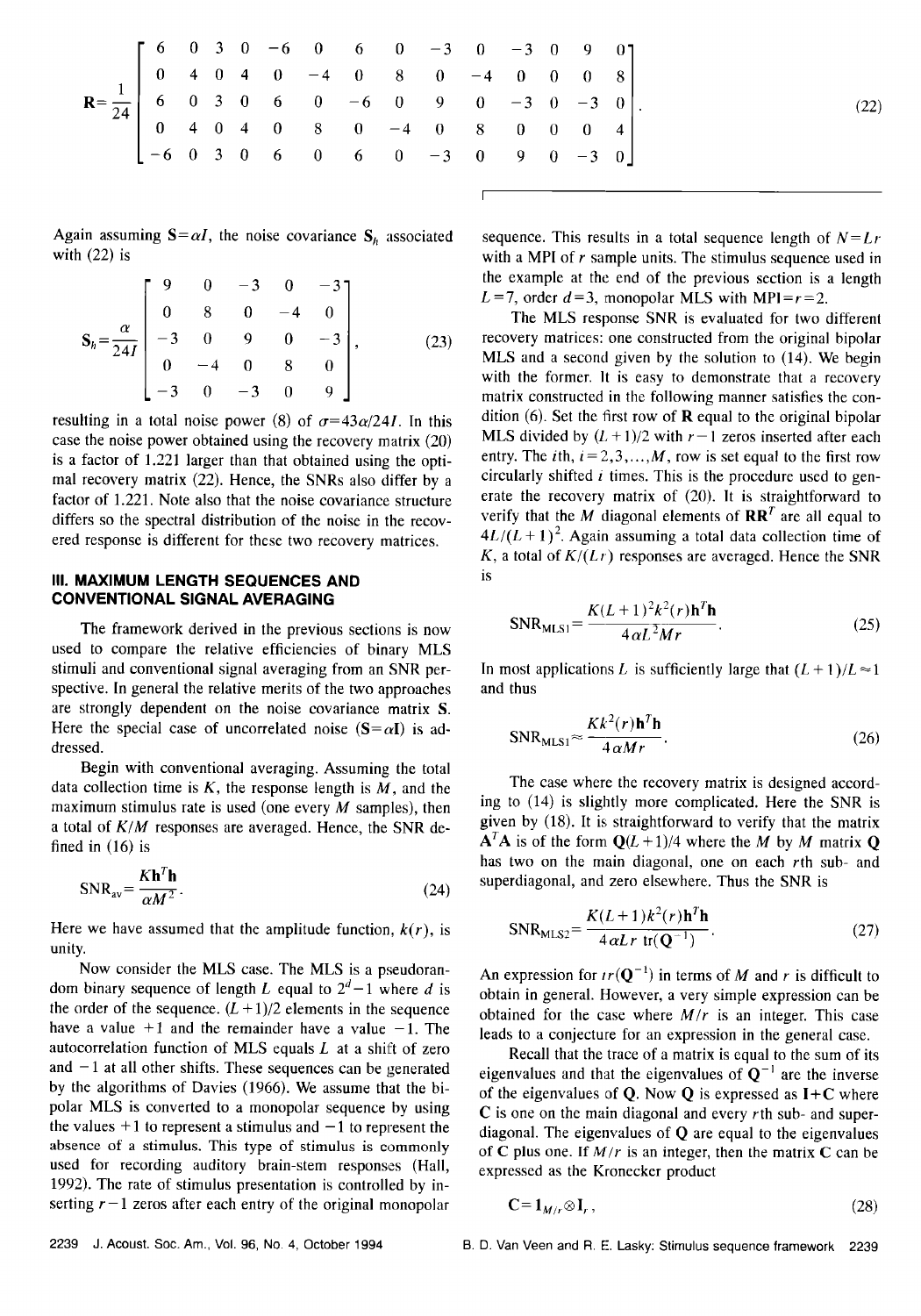$$
\mathbf{R}=\frac{1}{24}\begin{bmatrix} 6 & 0 & 3 & 0 & -6 & 0 & 6 & 0 & -3 & 0 & -3 & 0 & 9 & 0 \\ 0 & 4 & 0 & 4 & 0 & -4 & 0 & 8 & 0 & -4 & 0 & 0 & 0 & 8 \\ 6 & 0 & 3 & 0 & 6 & 0 & -6 & 0 & 9 & 0 & -3 & 0 & -3 & 0 \\ 0 & 4 & 0 & 4 & 0 & 8 & 0 & -4 & 0 & 8 & 0 & 0 & 0 & 4 \\ -6 & 0 & 3 & 0 & 6 & 0 & 6 & 0 & -3 & 0 & 9 & 0 & -3 & 0 \end{bmatrix}. \tag{22}
$$

Again assuming $\mathbf{S}=\alpha I$, the noise covariance $\mathbf{S}_h$ associated with (22) is

$$
\mathbf{S}_h=\frac{\alpha}{24I}\begin{bmatrix} 9 & 0 & -3 & 0 & -3 \\ 0 & 8 & 0 & -4 & 0 \\ -3 & 0 & 9 & 0 & -3 \\ 0 & -4 & 0 & 8 & 0 \\ -3 & 0 & -3 & 0 & 9 \end{bmatrix}, \tag{23}
$$

resulting in a total noise power (8) of $\sigma=43\alpha/24I$. In this case the noise power obtained using the recovery matrix (20) is a factor of 1.221 larger than that obtained using the optimal recovery matrix (22). Hence, the SNRs also differ by a factor of 1.221. Note also that the noise covariance structure differs so the spectral distribution of the noise in the recovered response is different for these two recovery matrices.

## III. MAXIMUM LENGTH SEQUENCES AND CONVENTIONAL SIGNAL AVERAGING

The framework derived in the previous sections is now used to compare the relative efficiencies of binary MLS stimuli and conventional signal averaging from an SNR perspective. In general the relative merits of the two approaches are strongly dependent on the noise covariance matrix $\mathbf{S}$. Here the special case of uncorrelated noise ($\mathbf{S}=\alpha\mathbf{I}$) is addressed.

Begin with conventional averaging. Assuming the total data collection time is $K$, the response length is $M$, and the maximum stimulus rate is used (one every $M$ samples), then a total of $K/M$ responses are averaged. Hence, the SNR defined in (16) is

$$
\mathrm{SNR}_{\mathrm{av}}=\frac{K\mathbf{h}^T\mathbf{h}}{\alpha M^2}. \tag{24}
$$

Here we have assumed that the amplitude function, $k(r)$, is unity.

Now consider the MLS case. The MLS is a pseudorandom binary sequence of length $L$ equal to $2^d-1$ where $d$ is the order of the sequence. $(L+1)/2$ elements in the sequence have a value $+1$ and the remainder have a value $-1$. The autocorrelation function of MLS equals $L$ at a shift of zero and $-1$ at all other shifts. These sequences can be generated by the algorithms of Davies (1966). We assume that the bipolar MLS is converted to a monopolar sequence by using the values $+1$ to represent a stimulus and $-1$ to represent the absence of a stimulus. This type of stimulus is commonly used for recording auditory brain-stem responses (Hall, 1992). The rate of stimulus presentation is controlled by inserting $r-1$ zeros after each entry of the original monopolar sequence. This results in a total sequence length of $N=Lr$ with a MPI of $r$ sample units. The stimulus sequence used in the example at the end of the previous section is a length $L=7$, order $d=3$, monopolar MLS with MPI$=r=2$.

The MLS response SNR is evaluated for two different recovery matrices: one constructed from the original bipolar MLS and a second given by the solution to (14). We begin with the former. It is easy to demonstrate that a recovery matrix constructed in the following manner satisfies the condition (6). Set the first row of $\mathbf{R}$ equal to the original bipolar MLS divided by $(L+1)/2$ with $r-1$ zeros inserted after each entry. The $i$th, $i=2,3,\ldots,M$, row is set equal to the first row circularly shifted $i$ times. This is the procedure used to generate the recovery matrix of (20). It is straightforward to verify that the $M$ diagonal elements of $\mathbf{R}\mathbf{R}^T$ are all equal to $4L/(L+1)^2$. Again assuming a total data collection time of $K$, a total of $K/(Lr)$ responses are averaged. Hence the SNR is

$$
\mathrm{SNR}_{\mathrm{MLS1}}=\frac{K(L+1)^2k^2(r)\mathbf{h}^T\mathbf{h}}{4\alpha L^2Mr}. \tag{25}
$$

In most applications $L$ is sufficiently large that $(L+1)/L\approx 1$ and thus

$$
\mathrm{SNR}_{\mathrm{MLS1}}\approx\frac{Kk^2(r)\mathbf{h}^T\mathbf{h}}{4\alpha Mr}. \tag{26}
$$

The case where the recovery matrix is designed according to (14) is slightly more complicated. Here the SNR is given by (18). It is straightforward to verify that the matrix $\mathbf{A}^T\mathbf{A}$ is of the form $\mathbf{Q}(L+1)/4$ where the $M$ by $M$ matrix $\mathbf{Q}$ has two on the main diagonal, one on each $r$th sub- and superdiagonal, and zero elsewhere. Thus the SNR is

$$
\mathrm{SNR}_{\mathrm{MLS2}}=\frac{K(L+1)k^2(r)\mathbf{h}^T\mathbf{h}}{4\alpha Lr\,\mathrm{tr}(\mathbf{Q}^{-1})}. \tag{27}
$$

An expression for $tr(\mathbf{Q}^{-1})$ in terms of $M$ and $r$ is difficult to obtain in general. However, a very simple expression can be obtained for the case where $M/r$ is an integer. This case leads to a conjecture for an expression in the general case.

Recall that the trace of a matrix is equal to the sum of its eigenvalues and that the eigenvalues of $\mathbf{Q}^{-1}$ are the inverse of the eigenvalues of $\mathbf{Q}$. Now $\mathbf{Q}$ is expressed as $\mathbf{I}+\mathbf{C}$ where $\mathbf{C}$ is one on the main diagonal and every $r$th sub- and superdiagonal. The eigenvalues of $\mathbf{Q}$ are equal to the eigenvalues of $\mathbf{C}$ plus one. If $M/r$ is an integer, then the matrix $\mathbf{C}$ can be expressed as the Kronecker product

$$
\mathbf{C}=\mathbf{1}_{M/r}\otimes\mathbf{I}_r, \tag{28}
$$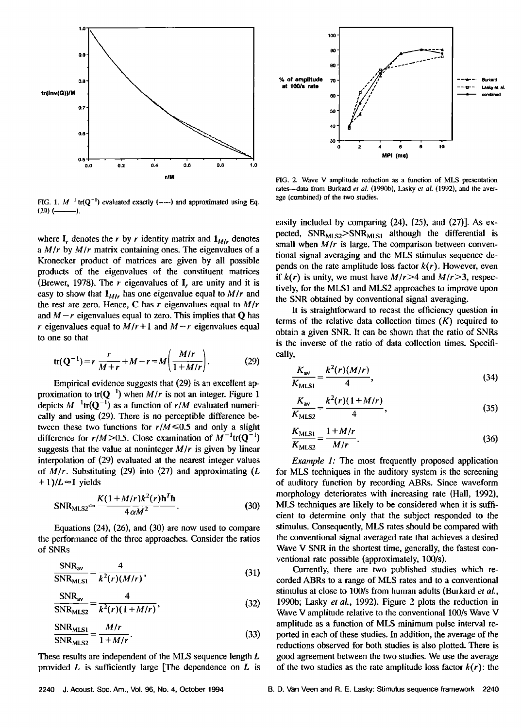FIG. 1. $M^{-1}\text{tr}(\mathbf{Q}^{-1})$ evaluated exactly (-----) and approximated using Eq. (29) (———).

FIG. 2. Wave V amplitude reduction as a function of MLS presentation rates—data from Burkard *et al.* (1990b), Lasky *et al.* (1992), and the average (combined) of the two studies.

where $\mathbf{I}_r$ denotes the $r$ by $r$ identity matrix and $\mathbf{1}_{M/r}$ denotes a $M/r$ by $M/r$ matrix containing ones. The eigenvalues of a Kronecker product of matrices are given by all possible products of the eigenvalues of the constituent matrices (Brewer, 1978). The $r$ eigenvalues of $\mathbf{I}_r$ are unity and it is easy to show that $\mathbf{1}_{M/r}$ has one eigenvalue equal to $M/r$ and the rest are zero. Hence, $\mathbf{C}$ has $r$ eigenvalues equal to $M/r$ and $M-r$ eigenvalues equal to zero. This implies that $\mathbf{Q}$ has $r$ eigenvalues equal to $M/r+1$ and $M-r$ eigenvalues equal to one so that

$$\text{tr}(\mathbf{Q}^{-1}) = r\frac{r}{M+r} + M - r = M\left(\frac{M/r}{1+M/r}\right). \tag{29}$$

Empirical evidence suggests that (29) is an excellent approximation to $\text{tr}(\mathbf{Q}^{-1})$ when $M/r$ is not an integer. Figure 1 depicts $M^{-1}\text{tr}(\mathbf{Q}^{-1})$ as a function of $r/M$ evaluated numerically and using (29). There is no perceptible difference between these two functions for $r/M \leqslant 0.5$ and only a slight difference for $r/M > 0.5$. Close examination of $M^{-1}\text{tr}(\mathbf{Q}^{-1})$ suggests that the value at noninteger $M/r$ is given by linear interpolation of (29) evaluated at the nearest integer values of $M/r$. Substituting (29) into (27) and approximating $(L+1)/L \approx 1$ yields

$$\text{SNR}_{\text{MLS2}} \approx \frac{K(1+M/r)k^2(r)\mathbf{h}^T\mathbf{h}}{4\alpha M^2}. \tag{30}$$

Equations (24), (26), and (30) are now used to compare the performance of the three approaches. Consider the ratios of SNRs

$$\frac{\text{SNR}_{\text{av}}}{\text{SNR}_{\text{MLS1}}} = \frac{4}{k^2(r)(M/r)}, \tag{31}$$

$$\frac{\text{SNR}_{\text{av}}}{\text{SNR}_{\text{MLS2}}} = \frac{4}{k^2(r)(1+M/r)}, \tag{32}$$

$$\frac{\text{SNR}_{\text{MLS1}}}{\text{SNR}_{\text{MLS2}}} = \frac{M/r}{1+M/r}. \tag{33}$$

These results are independent of the MLS sequence length $L$ provided $L$ is sufficiently large [The dependence on $L$ is easily included by comparing (24), (25), and (27)]. As expected, $\text{SNR}_{\text{MLS2}} > \text{SNR}_{\text{MLS1}}$ although the differential is small when $M/r$ is large. The comparison between conventional signal averaging and the MLS stimulus sequence depends on the rate amplitude loss factor $k(r)$. However, even if $k(r)$ is unity, we must have $M/r > 4$ and $M/r > 3$, respectively, for the MLS1 and MLS2 approaches to improve upon the SNR obtained by conventional signal averaging.

It is straightforward to recast the efficiency question in terms of the relative data collection times ($K$) required to obtain a given SNR. It can be shown that the ratio of SNRs is the inverse of the ratio of data collection times. Specifically,

$$\frac{K_{\text{av}}}{K_{\text{MLS1}}} = \frac{k^2(r)(M/r)}{4}, \tag{34}$$

$$\frac{K_{\text{av}}}{K_{\text{MLS2}}} = \frac{k^2(r)(1+M/r)}{4}, \tag{35}$$

$$\frac{K_{\text{MLS1}}}{K_{\text{MLS2}}} = \frac{1+M/r}{M/r}. \tag{36}$$

*Example 1:* The most frequently proposed application for MLS techniques in the auditory system is the screening of auditory function by recording ABRs. Since waveform morphology deteriorates with increasing rate (Hall, 1992), MLS techniques are likely to be considered when it is sufficient to determine only that the subject responded to the stimulus. Consequently, MLS rates should be compared with the conventional signal averaged rate that achieves a desired Wave V SNR in the shortest time, generally, the fastest conventional rate possible (approximately, 100/s).

Currently, there are two published studies which recorded ABRs to a range of MLS rates and to a conventional stimulus at close to 100/s from human adults (Burkard *et al.*, 1990b; Lasky *et al.*, 1992). Figure 2 plots the reduction in Wave V amplitude relative to the conventional 100/s Wave V amplitude as a function of MLS minimum pulse interval reported in each of these studies. In addition, the average of the reductions observed for both studies is also plotted. There is good agreement between the two studies. We use the average of the two studies as the rate amplitude loss factor $k(r)$: the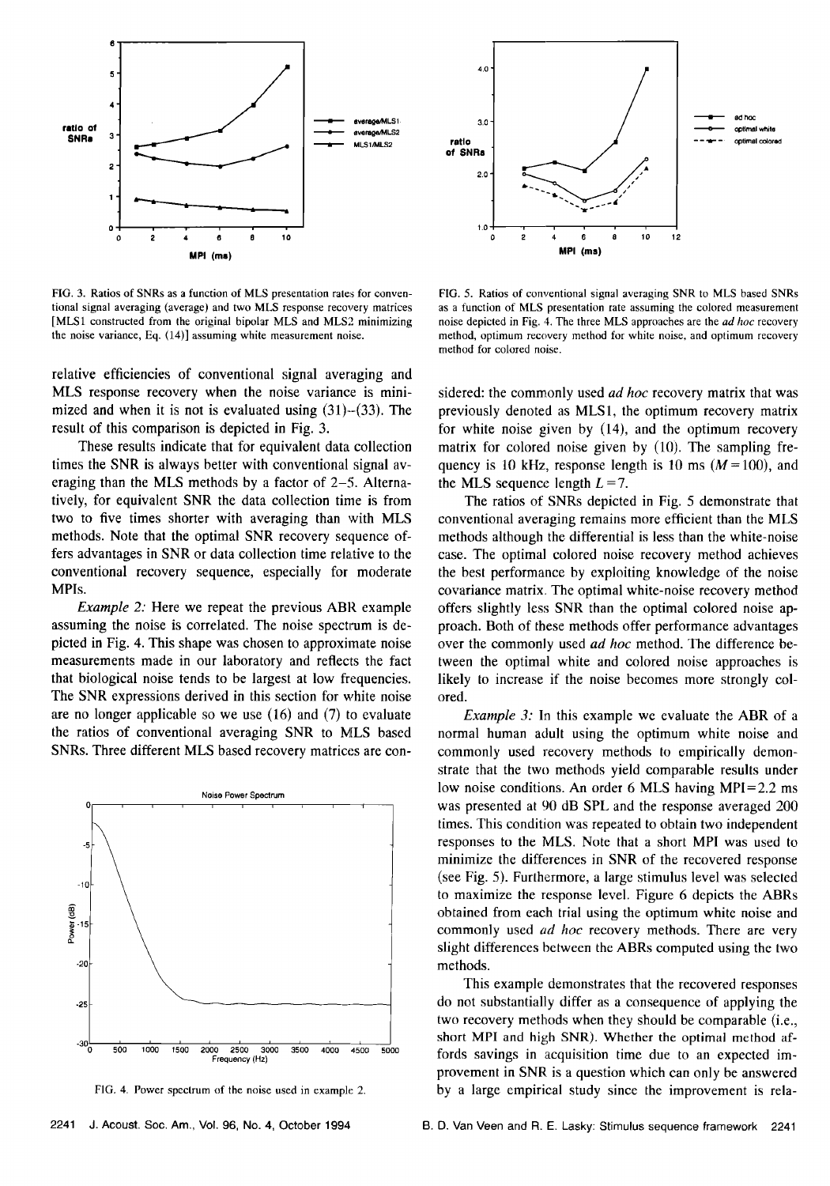FIG. 3. Ratios of SNRs as a function of MLS presentation rates for conventional signal averaging (average) and two MLS response recovery matrices [MLS1 constructed from the original bipolar MLS and MLS2 minimizing the noise variance, Eq. (14)] assuming white measurement noise.

FIG. 5. Ratios of conventional signal averaging SNR to MLS based SNRs as a function of MLS presentation rate assuming the colored measurement noise depicted in Fig. 4. The three MLS approaches are the *ad hoc* recovery method, optimum recovery method for white noise, and optimum recovery method for colored noise.

relative efficiencies of conventional signal averaging and MLS response recovery when the noise variance is minimized and when it is not is evaluated using (31)–(33). The result of this comparison is depicted in Fig. 3.

These results indicate that for equivalent data collection times the SNR is always better with conventional signal averaging than the MLS methods by a factor of 2–5. Alternatively, for equivalent SNR the data collection time is from two to five times shorter with averaging than with MLS methods. Note that the optimal SNR recovery sequence offers advantages in SNR or data collection time relative to the conventional recovery sequence, especially for moderate MPIs.

*Example 2:* Here we repeat the previous ABR example assuming the noise is correlated. The noise spectrum is depicted in Fig. 4. This shape was chosen to approximate noise measurements made in our laboratory and reflects the fact that biological noise tends to be largest at low frequencies. The SNR expressions derived in this section for white noise are no longer applicable so we use (16) and (7) to evaluate the ratios of conventional averaging SNR to MLS based SNRs. Three different MLS based recovery matrices are considered: the commonly used *ad hoc* recovery matrix that was previously denoted as MLS1, the optimum recovery matrix for white noise given by (14), and the optimum recovery matrix for colored noise given by (10). The sampling frequency is 10 kHz, response length is 10 ms ($M=100$), and the MLS sequence length $L=7$.

FIG. 4. Power spectrum of the noise used in example 2.

The ratios of SNRs depicted in Fig. 5 demonstrate that conventional averaging remains more efficient than the MLS methods although the differential is less than the white-noise case. The optimal colored noise recovery method achieves the best performance by exploiting knowledge of the noise covariance matrix. The optimal white-noise recovery method offers slightly less SNR than the optimal colored noise approach. Both of these methods offer performance advantages over the commonly used *ad hoc* method. The difference between the optimal white and colored noise approaches is likely to increase if the noise becomes more strongly colored.

*Example 3:* In this example we evaluate the ABR of a normal human adult using the optimum white noise and commonly used recovery methods to empirically demonstrate that the two methods yield comparable results under low noise conditions. An order 6 MLS having MPI=2.2 ms was presented at 90 dB SPL and the response averaged 200 times. This condition was repeated to obtain two independent responses to the MLS. Note that a short MPI was used to minimize the differences in SNR of the recovered response (see Fig. 5). Furthermore, a large stimulus level was selected to maximize the response level. Figure 6 depicts the ABRs obtained from each trial using the optimum white noise and commonly used *ad hoc* recovery methods. There are very slight differences between the ABRs computed using the two methods.

This example demonstrates that the recovered responses do not substantially differ as a consequence of applying the two recovery methods when they should be comparable (i.e., short MPI and high SNR). Whether the optimal method affords savings in acquisition time due to an expected improvement in SNR is a question which can only be answered by a large empirical study since the improvement is rela-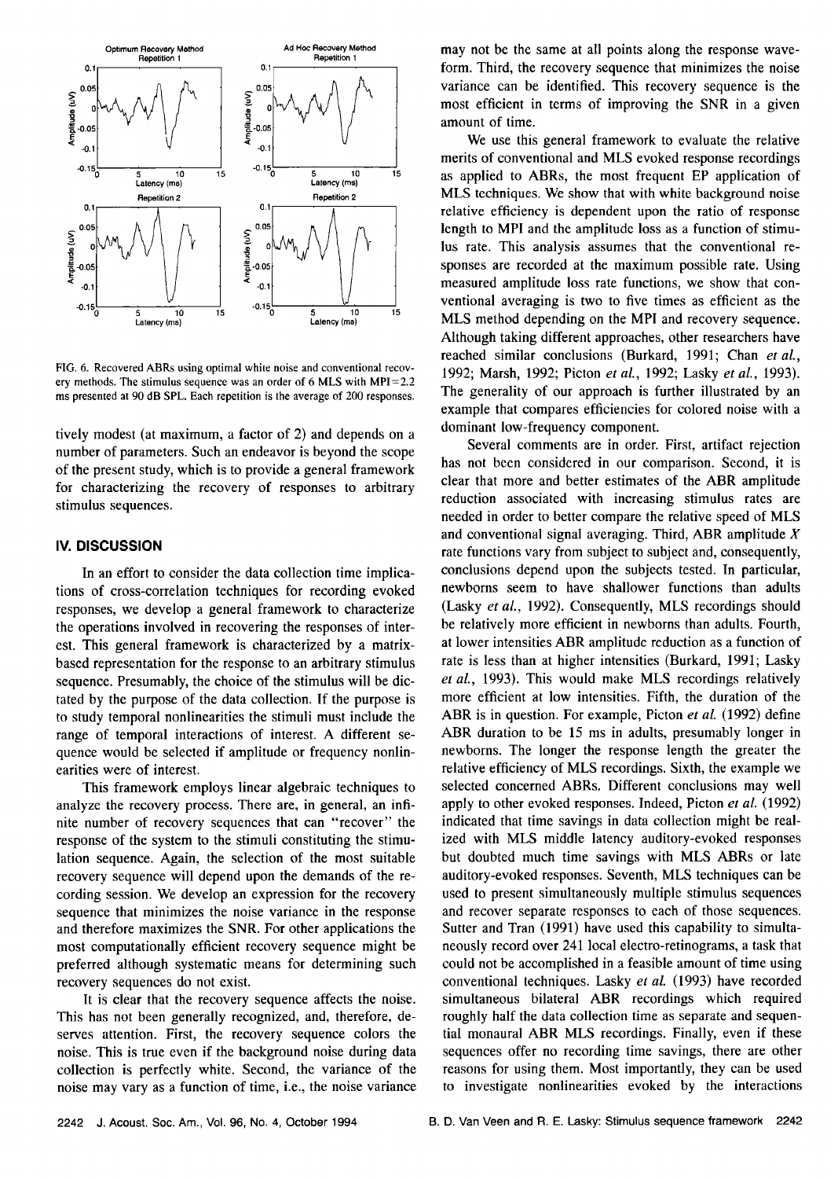FIG. 6. Recovered ABRs using optimal white noise and conventional recovery methods. The stimulus sequence was an order of 6 MLS with MPI=2.2 ms presented at 90 dB SPL. Each repetition is the average of 200 responses.

tively modest (at maximum, a factor of 2) and depends on a number of parameters. Such an endeavor is beyond the scope of the present study, which is to provide a general framework for characterizing the recovery of responses to arbitrary stimulus sequences.

## IV. DISCUSSION

In an effort to consider the data collection time implications of cross-correlation techniques for recording evoked responses, we develop a general framework to characterize the operations involved in recovering the responses of interest. This general framework is characterized by a matrix-based representation for the response to an arbitrary stimulus sequence. Presumably, the choice of the stimulus will be dictated by the purpose of the data collection. If the purpose is to study temporal nonlinearities the stimuli must include the range of temporal interactions of interest. A different sequence would be selected if amplitude or frequency nonlinearities were of interest.

This framework employs linear algebraic techniques to analyze the recovery process. There are, in general, an infinite number of recovery sequences that can "recover" the response of the system to the stimuli constituting the stimulation sequence. Again, the selection of the most suitable recovery sequence will depend upon the demands of the recording session. We develop an expression for the recovery sequence that minimizes the noise variance in the response and therefore maximizes the SNR. For other applications the most computationally efficient recovery sequence might be preferred although systematic means for determining such recovery sequences do not exist.

It is clear that the recovery sequence affects the noise. This has not been generally recognized, and, therefore, deserves attention. First, the recovery sequence colors the noise. This is true even if the background noise during data collection is perfectly white. Second, the variance of the noise may vary as a function of time, i.e., the noise variance may not be the same at all points along the response waveform. Third, the recovery sequence that minimizes the noise variance can be identified. This recovery sequence is the most efficient in terms of improving the SNR in a given amount of time.

We use this general framework to evaluate the relative merits of conventional and MLS evoked response recordings as applied to ABRs, the most frequent EP application of MLS techniques. We show that with white background noise relative efficiency is dependent upon the ratio of response length to MPI and the amplitude loss as a function of stimulus rate. This analysis assumes that the conventional responses are recorded at the maximum possible rate. Using measured amplitude loss rate functions, we show that conventional averaging is two to five times as efficient as the MLS method depending on the MPI and recovery sequence. Although taking different approaches, other researchers have reached similar conclusions (Burkard, 1991; Chan *et al.*, 1992; Marsh, 1992; Picton *et al.*, 1992; Lasky *et al.*, 1993). The generality of our approach is further illustrated by an example that compares efficiencies for colored noise with a dominant low-frequency component.

Several comments are in order. First, artifact rejection has not been considered in our comparison. Second, it is clear that more and better estimates of the ABR amplitude reduction associated with increasing stimulus rates are needed in order to better compare the relative speed of MLS and conventional signal averaging. Third, ABR amplitude $X$ rate functions vary from subject to subject and, consequently, conclusions depend upon the subjects tested. In particular, newborns seem to have shallower functions than adults (Lasky *et al.*, 1992). Consequently, MLS recordings should be relatively more efficient in newborns than adults. Fourth, at lower intensities ABR amplitude reduction as a function of rate is less than at higher intensities (Burkard, 1991; Lasky *et al.*, 1993). This would make MLS recordings relatively more efficient at low intensities. Fifth, the duration of the ABR is in question. For example, Picton *et al.* (1992) define ABR duration to be 15 ms in adults, presumably longer in newborns. The longer the response length the greater the relative efficiency of MLS recordings. Sixth, the example we selected concerned ABRs. Different conclusions may well apply to other evoked responses. Indeed, Picton *et al.* (1992) indicated that time savings in data collection might be realized with MLS middle latency auditory-evoked responses but doubted much time savings with MLS ABRs or late auditory-evoked responses. Seventh, MLS techniques can be used to present simultaneously multiple stimulus sequences and recover separate responses to each of those sequences. Sutter and Tran (1991) have used this capability to simultaneously record over 241 local electro-retinograms, a task that could not be accomplished in a feasible amount of time using conventional techniques. Lasky *et al.* (1993) have recorded simultaneous bilateral ABR recordings which required roughly half the data collection time as separate and sequential monaural ABR MLS recordings. Finally, even if these sequences offer no recording time savings, there are other reasons for using them. Most importantly, they can be used to investigate nonlinearities evoked by the interactions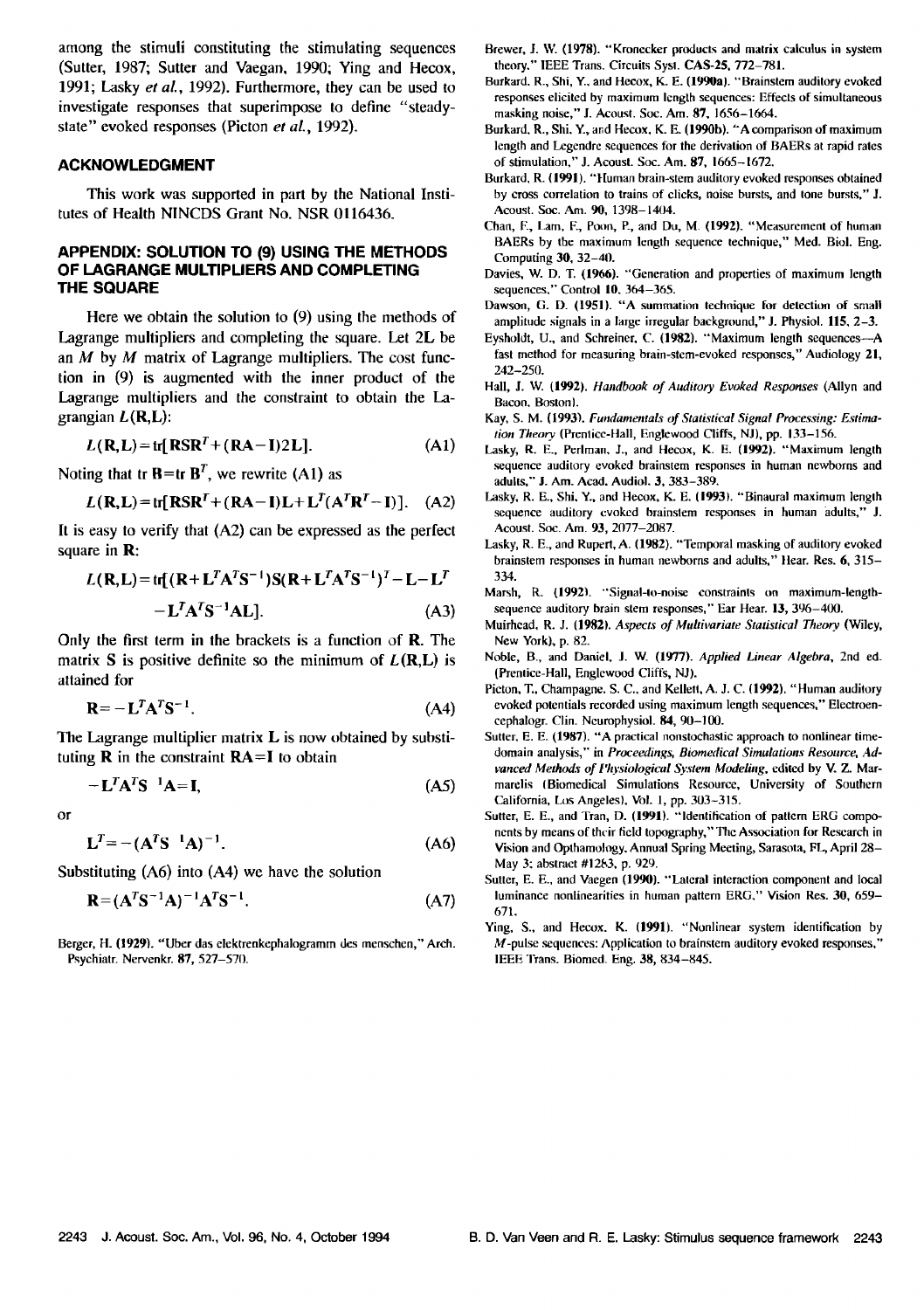among the stimuli constituting the stimulating sequences (Sutter, 1987; Sutter and Vaegan, 1990; Ying and Hecox, 1991; Lasky *et al.*, 1992). Furthermore, they can be used to investigate responses that superimpose to define "steady-state" evoked responses (Picton *et al.*, 1992).

## ACKNOWLEDGMENT

This work was supported in part by the National Institutes of Health NINCDS Grant No. NSR 0116436.

## APPENDIX: SOLUTION TO (9) USING THE METHODS OF LAGRANGE MULTIPLIERS AND COMPLETING THE SQUARE

Here we obtain the solution to (9) using the methods of Lagrange multipliers and completing the square. Let $2\mathbf{L}$ be an $M$ by $M$ matrix of Lagrange multipliers. The cost function in (9) is augmented with the inner product of the Lagrange multipliers and the constraint to obtain the Lagrangian $L(\mathbf{R},\mathbf{L})$:

$$L(\mathbf{R},\mathbf{L})=\mathrm{tr}[\mathbf{R}\mathbf{S}\mathbf{R}^T+(\mathbf{R}\mathbf{A}-\mathbf{I})2\mathbf{L}]. \tag{A1}$$

Noting that $\mathrm{tr}\,\mathbf{B}=\mathrm{tr}\,\mathbf{B}^T$, we rewrite (A1) as

$$L(\mathbf{R},\mathbf{L})=\mathrm{tr}[\mathbf{R}\mathbf{S}\mathbf{R}^T+(\mathbf{R}\mathbf{A}-\mathbf{I})\mathbf{L}+\mathbf{L}^T(\mathbf{A}^T\mathbf{R}^T-\mathbf{I})]. \tag{A2}$$

It is easy to verify that (A2) can be expressed as the perfect square in $\mathbf{R}$:

$$L(\mathbf{R},\mathbf{L})=\mathrm{tr}[(\mathbf{R}+\mathbf{L}^T\mathbf{A}^T\mathbf{S}^{-1})\mathbf{S}(\mathbf{R}+\mathbf{L}^T\mathbf{A}^T\mathbf{S}^{-1})^T-\mathbf{L}-\mathbf{L}^T-\mathbf{L}^T\mathbf{A}^T\mathbf{S}^{-1}\mathbf{A}\mathbf{L}]. \tag{A3}$$

Only the first term in the brackets is a function of $\mathbf{R}$. The matrix $\mathbf{S}$ is positive definite so the minimum of $L(\mathbf{R},\mathbf{L})$ is attained for

$$\mathbf{R}=-\mathbf{L}^T\mathbf{A}^T\mathbf{S}^{-1}. \tag{A4}$$

The Lagrange multiplier matrix $\mathbf{L}$ is now obtained by substituting $\mathbf{R}$ in the constraint $\mathbf{R}\mathbf{A}=\mathbf{I}$ to obtain

$$-\mathbf{L}^T\mathbf{A}^T\mathbf{S}^{-1}\mathbf{A}=\mathbf{I}, \tag{A5}$$

or

$$\mathbf{L}^T=-(\mathbf{A}^T\mathbf{S}^{-1}\mathbf{A})^{-1}. \tag{A6}$$

Substituting (A6) into (A4) we have the solution

$$\mathbf{R}=(\mathbf{A}^T\mathbf{S}^{-1}\mathbf{A})^{-1}\mathbf{A}^T\mathbf{S}^{-1}. \tag{A7}$$

Berger, H. (1929). "Uber das elektrenkephalogramm des menschen," Arch. Psychiatr. Nervenkr. 87, 527–570.

Brewer, J. W. (1978). "Kronecker products and matrix calculus in system theory," IEEE Trans. Circuits Syst. CAS-25, 772–781.

Burkard, R., Shi, Y., and Hecox, K. E. (1990a). "Brainstem auditory evoked responses elicited by maximum length sequences: Effects of simultaneous masking noise," J. Acoust. Soc. Am. 87, 1656–1664.

Burkard, R., Shi, Y., and Hecox, K. E. (1990b). "A comparison of maximum length and Legendre sequences for the derivation of BAERs at rapid rates of stimulation," J. Acoust. Soc. Am. 87, 1665–1672.

Burkard, R. (1991). "Human brain-stem auditory evoked responses obtained by cross correlation to trains of clicks, noise bursts, and tone bursts," J. Acoust. Soc. Am. 90, 1398–1404.

Chan, F., Lam, F., Poon, P., and Du, M. (1992). "Measurement of human BAERs by the maximum length sequence technique," Med. Biol. Eng. Computing 30, 32–40.

Davies, W. D. T. (1966). "Generation and properties of maximum length sequences," Control 10, 364–365.

Dawson, G. D. (1951). "A summation technique for detection of small amplitude signals in a large irregular background," J. Physiol. 115, 2–3.

Eysholdt, U., and Schreiner, C. (1982). "Maximum length sequences—A fast method for measuring brain-stem-evoked responses," Audiology 21, 242–250.

Hall, J. W. (1992). *Handbook of Auditory Evoked Responses* (Allyn and Bacon, Boston).

Kay, S. M. (1993). *Fundamentals of Statistical Signal Processing: Estimation Theory* (Prentice-Hall, Englewood Cliffs, NJ), pp. 133–156.

Lasky, R. E., Perlman, J., and Hecox, K. E. (1992). "Maximum length sequence auditory evoked brainstem responses in human newborns and adults," J. Am. Acad. Audiol. 3, 383–389.

Lasky, R. E., Shi, Y., and Hecox, K. E. (1993). "Binaural maximum length sequence auditory evoked brainstem responses in human adults," J. Acoust. Soc. Am. 93, 2077–2087.

Lasky, R. E., and Rupert, A. (1982). "Temporal masking of auditory evoked brainstem responses in human newborns and adults," Hear. Res. 6, 315–334.

Marsh, R. (1992). "Signal-to-noise constraints on maximum-length-sequence auditory brain stem responses," Ear Hear. 13, 396–400.

Muirhead, R. J. (1982). *Aspects of Multivariate Statistical Theory* (Wiley, New York), p. 82.

Noble, B., and Daniel, J. W. (1977). *Applied Linear Algebra*, 2nd ed. (Prentice-Hall, Englewood Cliffs, NJ).

Picton, T., Champagne, S. C., and Kellett, A. J. C. (1992). "Human auditory evoked potentials recorded using maximum length sequences," Electroencephalogr. Clin. Neurophysiol. 84, 90–100.

Sutter, E. E. (1987). "A practical nonstochastic approach to nonlinear time-domain analysis," in *Proceedings, Biomedical Simulations Resource, Advanced Methods of Physiological System Modeling*, edited by V. Z. Marmarelis (Biomedical Simulations Resource, University of Southern California, Los Angeles), Vol. 1, pp. 303–315.

Sutter, E. E., and Tran, D. (1991). "Identification of pattern ERG components by means of their field topography," The Association for Research in Vision and Opthamology, Annual Spring Meeting, Sarasota, FL, April 28–May 3: abstract #1263, p. 929.

Sutter, E. E., and Vaegen (1990). "Lateral interaction component and local luminance nonlinearities in human pattern ERG," Vision Res. 30, 659–671.

Ying, S., and Hecox, K. (1991). "Nonlinear system identification by $M$-pulse sequences: Application to brainstem auditory evoked responses," IEEE Trans. Biomed. Eng. 38, 834–845.